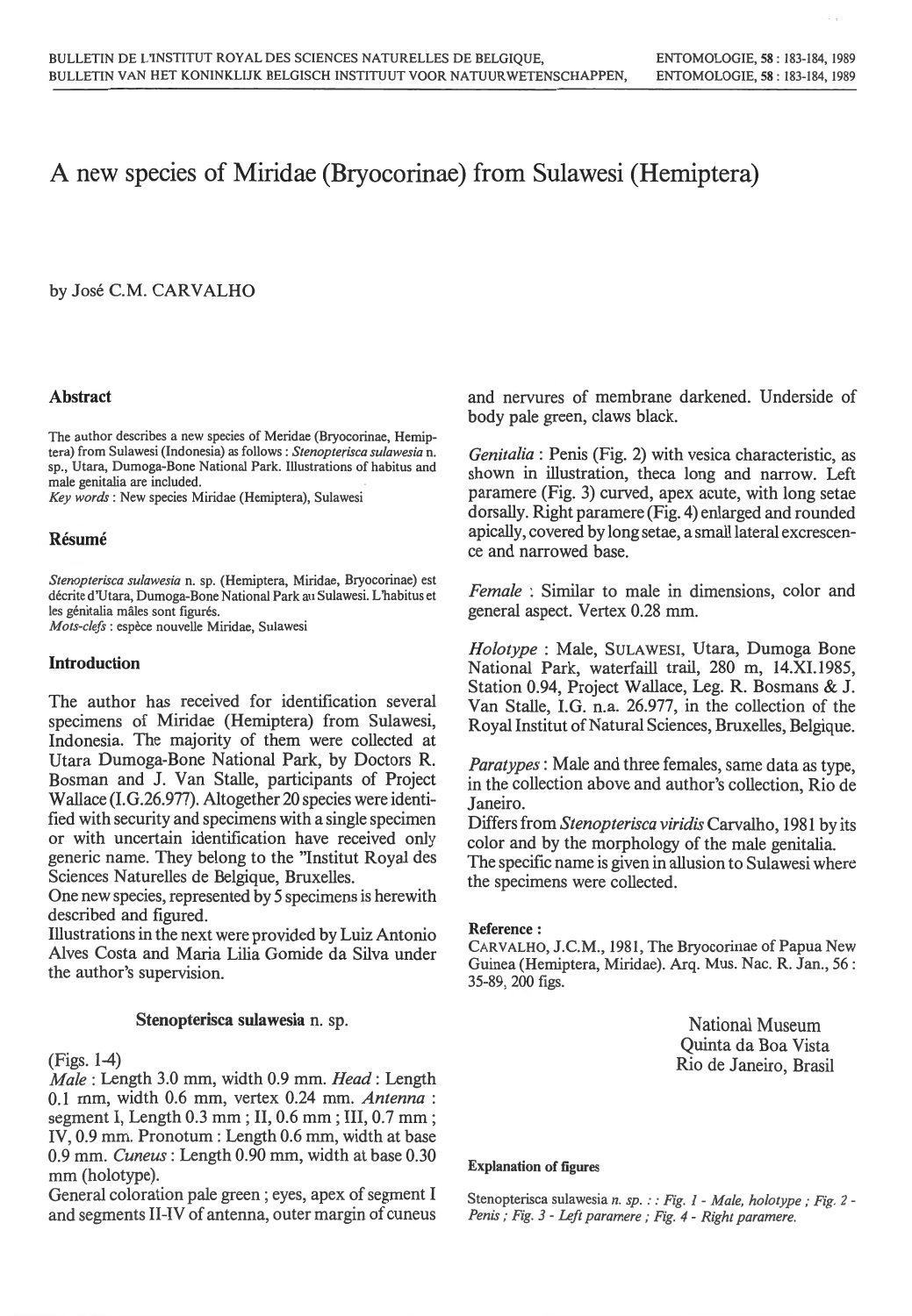# A new species of Miridae (Bryocorinae) from Sulawesi (Hemiptera)

by José C.M. CARVALHO

## Abstract

The author describes a new species of Meridae (Bryocorinae, Hemiptera) from Sulawesi (Indonesia) as follows : *Stenopterisca sulawesia* n. sp., Utara, Dumoga-Bone National Park. Illustrations of habitus and male genitalia are included.
*Key words* : New species Miridae (Hemiptera), Sulawesi

## Résumé

*Stenopterisca sulawesia* n. sp. (Hemiptera, Miridae, Bryocorinae) est décrite d'Utara, Dumoga-Bone National Park au Sulawesi. L'habitus et les génitalia mâles sont figurés.
*Mots-clefs* : espèce nouvelle Miridae, Sulawesi

## Introduction

The author has received for identification several specimens of Miridae (Hemiptera) from Sulawesi, Indonesia. The majority of them were collected at Utara Dumoga-Bone National Park, by Doctors R. Bosman and J. Van Stalle, participants of Project Wallace (I.G.26.977). Altogether 20 species were identified with security and specimens with a single specimen or with uncertain identification have received only generic name. They belong to the "Institut Royal des Sciences Naturelles de Belgique, Bruxelles.

One new species, represented by 5 specimens is herewith described and figured.

Illustrations in the next were provided by Luiz Antonio Alves Costa and Maria Lilia Gomide da Silva under the author's supervision.

### Stenopterisca sulawesia n. sp.

(Figs. 1-4)

*Male* : Length 3.0 mm, width 0.9 mm. *Head* : Length 0.1 mm, width 0.6 mm, vertex 0.24 mm. *Antenna* : segment I, Length 0.3 mm ; II, 0.6 mm ; III, 0.7 mm ; IV, 0.9 mm. Pronotum : Length 0.6 mm, width at base 0.9 mm. *Cuneus* : Length 0.90 mm, width at base 0.30 mm (holotype).

General coloration pale green ; eyes, apex of segment I and segments II-IV of antenna, outer margin of cuneus and nervures of membrane darkened. Underside of body pale green, claws black.

*Genitalia* : Penis (Fig. 2) with vesica characteristic, as shown in illustration, theca long and narrow. Left paramere (Fig. 3) curved, apex acute, with long setae dorsally. Right paramere (Fig. 4) enlarged and rounded apically, covered by long setae, a small lateral excrescence and narrowed base.

*Female* : Similar to male in dimensions, color and general aspect. Vertex 0.28 mm.

*Holotype* : Male, SULAWESI, Utara, Dumoga Bone National Park, waterfaill trail, 280 m, 14.XI.1985, Station 0.94, Project Wallace, Leg. R. Bosmans & J. Van Stalle, I.G. n.a. 26.977, in the collection of the Royal Institut of Natural Sciences, Bruxelles, Belgique.

*Paratypes* : Male and three females, same data as type, in the collection above and author's collection, Rio de Janeiro.

Differs from *Stenopterisca viridis* Carvalho, 1981 by its color and by the morphology of the male genitalia.

The specific name is given in allusion to Sulawesi where the specimens were collected.

**Reference :**

CARVALHO, J.C.M., 1981, The Bryocorinae of Papua New Guinea (Hemiptera, Miridae). Arq. Mus. Nac. R. Jan., 56 : 35-89, 200 figs.

National Museum
Quinta da Boa Vista
Rio de Janeiro, Brasil

**Explanation of figures**

Stenopterisca sulawesia *n. sp. : : Fig. 1 - Male, holotype ; Fig. 2 - Penis ; Fig. 3 - Left paramere ; Fig. 4 - Right paramere.*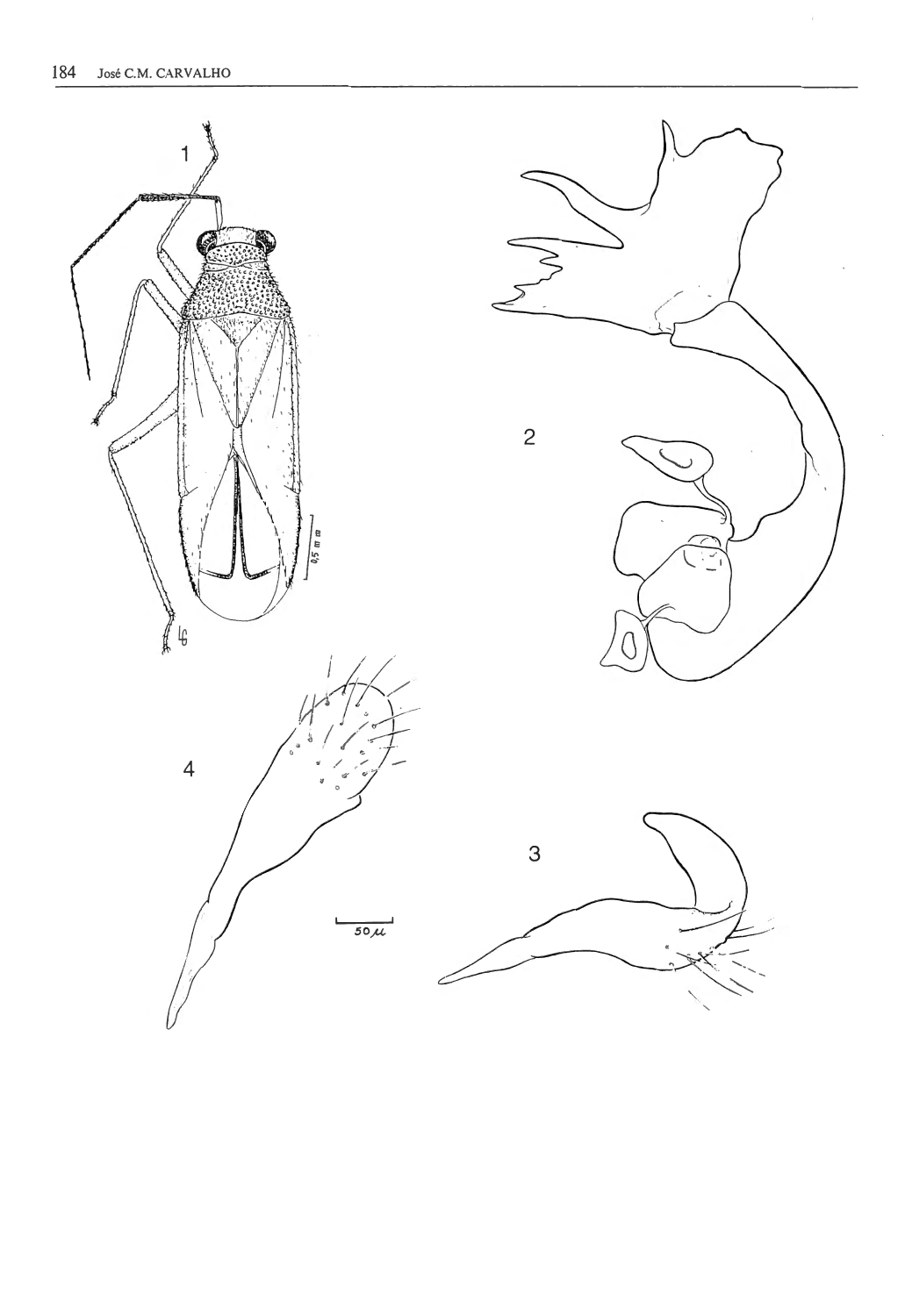1

0,5 mm

2

3

4

50 μ